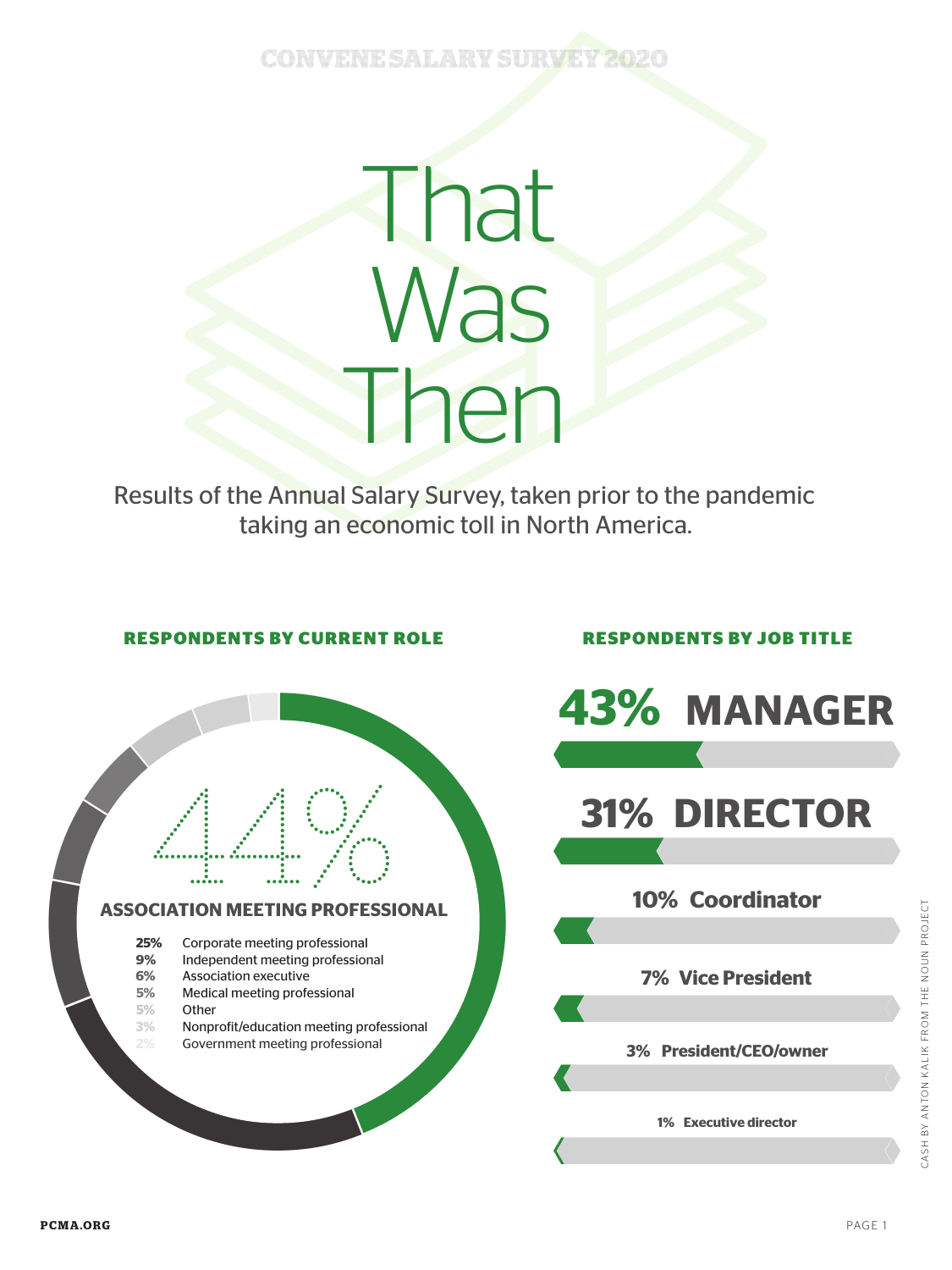CONVENE SALARY SURVEY 2020

# That Was Then

Results of the Annual Salary Survey, taken prior to the pandemic taking an economic toll in North America.

## RESPONDENTS BY CURRENT ROLE

**44%**

**ASSOCIATION MEETING PROFESSIONAL**

| | |
|---|---|
| **25%** | Corporate meeting professional |
| **9%** | Independent meeting professional |
| **6%** | Association executive |
| **5%** | Medical meeting professional |
| **5%** | Other |
| **3%** | Nonprofit/education meeting professional |
| **2%** | Government meeting professional |

## RESPONDENTS BY JOB TITLE

- **43% MANAGER**
- **31% DIRECTOR**
- **10% Coordinator**
- **7% Vice President**
- **3% President/CEO/owner**
- **1% Executive director**

CASH BY ANTON KALIK FROM THE NOUN PROJECT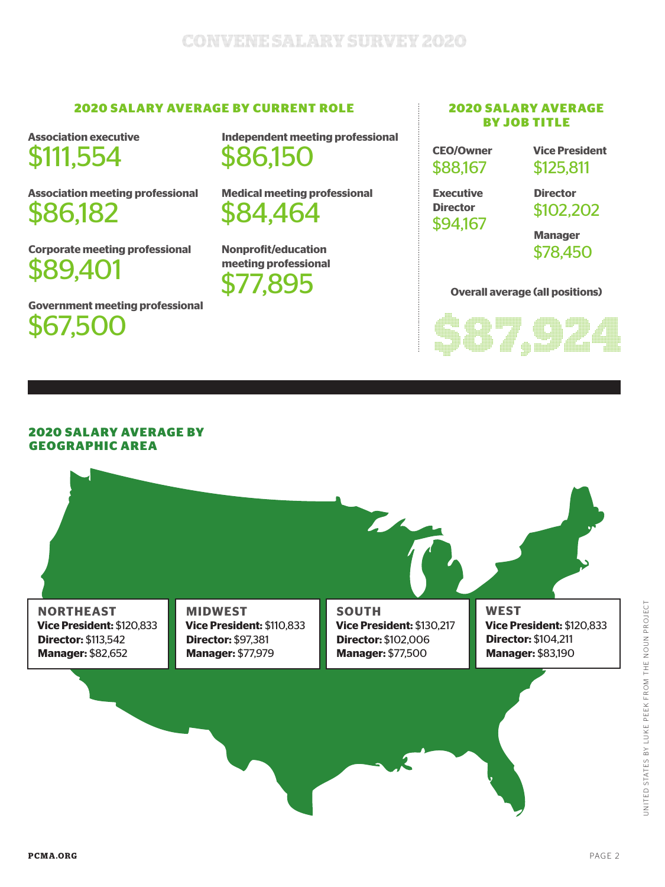## 2020 SALARY AVERAGE BY CURRENT ROLE

**Association executive**
$111,554

**Association meeting professional**
$86,182

**Corporate meeting professional**
$89,401

**Government meeting professional**
$67,500

**Independent meeting professional**
$86,150

**Medical meeting professional**
$84,464

**Nonprofit/education meeting professional**
$77,895

## 2020 SALARY AVERAGE BY JOB TITLE

**CEO/Owner**
$88,167

**Executive Director**
$94,167

**Vice President**
$125,811

**Director**
$102,202

**Manager**
$78,450

**Overall average (all positions)**

$87,924

## 2020 SALARY AVERAGE BY GEOGRAPHIC AREA

**NORTHEAST**
**Vice President:** $120,833
**Director:** $113,542
**Manager:** $82,652

**MIDWEST**
**Vice President:** $110,833
**Director:** $97,381
**Manager:** $77,979

**SOUTH**
**Vice President:** $130,217
**Director:** $102,006
**Manager:** $77,500

**WEST**
**Vice President:** $120,833
**Director:** $104,211
**Manager:** $83,190

UNITED STATES BY LUKE PEEK FROM THE NOUN PROJECT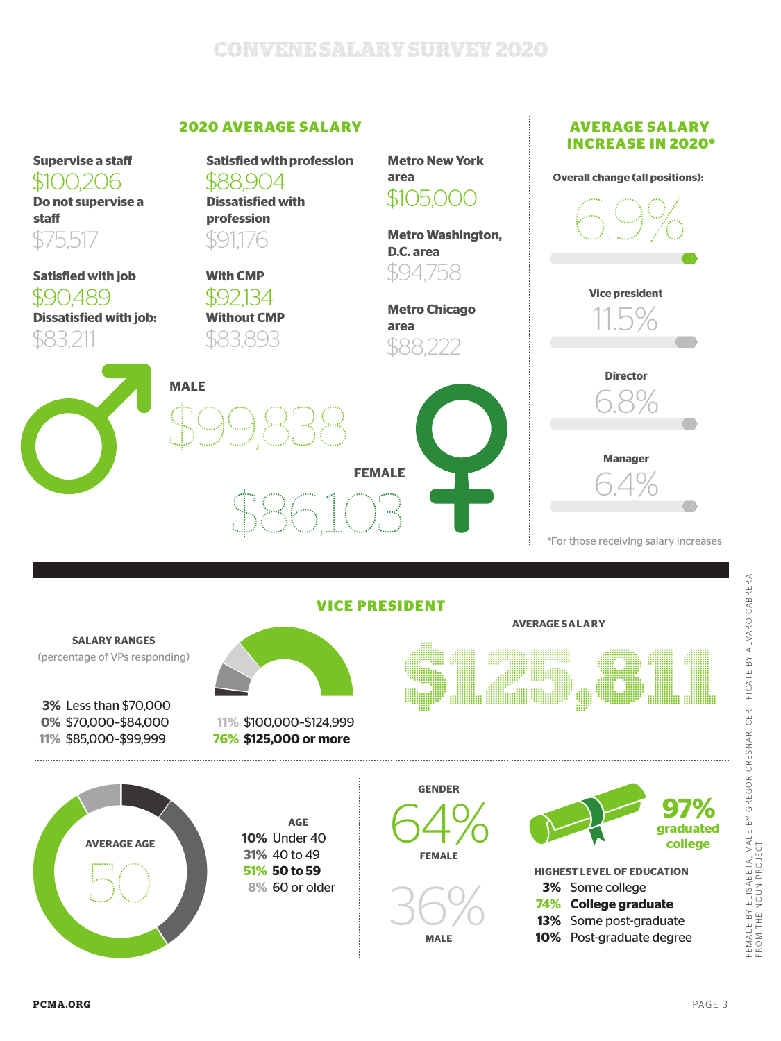# CONVENE SALARY SURVEY 2020

## 2020 AVERAGE SALARY

**Supervise a staff**
$100,206

**Do not supervise a staff**
$75,517

**Satisfied with job**
$90,489

**Dissatisfied with job:**
$83,211

**Satisfied with profession**
$88,904

**Dissatisfied with profession**
$91,176

**With CMP**
$92,134

**Without CMP**
$83,893

**Metro New York area**
$105,000

**Metro Washington, D.C. area**
$94,758

**Metro Chicago area**
$88,222

**MALE**
$99,838

**FEMALE**
$86,103

## AVERAGE SALARY INCREASE IN 2020*

**Overall change (all positions):**
6.9%

**Vice president**
11.5%

**Director**
6.8%

**Manager**
6.4%

*For those receiving salary increases

## VICE PRESIDENT

**SALARY RANGES**
(percentage of VPs responding)

- **3%** Less than $70,000
- **0%** $70,000-$84,000
- **11%** $85,000-$99,999
- **11%** $100,000-$124,999
- **76%** **$125,000 or more**

**AVERAGE SALARY**
$125,811

**AVERAGE AGE**
50

**AGE**
- **10%** Under 40
- **31%** 40 to 49
- **51%** **50 to 59**
- **8%** 60 or older

**GENDER**
- 64% FEMALE
- 36% MALE

**97%** graduated college

**HIGHEST LEVEL OF EDUCATION**
- **3%** Some college
- **74%** **College graduate**
- **13%** Some post-graduate
- **10%** Post-graduate degree

FEMALE BY ELISABETA, MALE BY GREGOR CRESNAR. CERTIFICATE BY ALVARO CABRERA FROM THE NOUN PROJECT

PCMA.ORG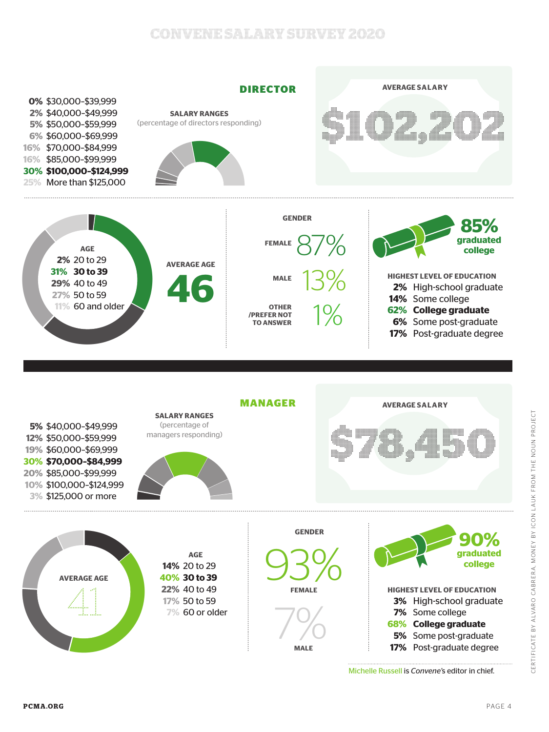# CONVENE SALARY SURVEY 2020

## DIRECTOR

**SALARY RANGES**
(percentage of directors responding)

- **0%** $30,000-$39,999
- **2%** $40,000-$49,999
- **5%** $50,000-$59,999
- **6%** $60,000-$69,999
- **16%** $70,000-$84,999
- **16%** $85,000-$99,999
- **30% $100,000-$124,999**
- **25%** More than $125,000

**AVERAGE SALARY**
$102,202

**AGE**
- **2%** 20 to 29
- **31% 30 to 39**
- **29%** 40 to 49
- **27%** 50 to 59
- **11%** 60 and older

**AVERAGE AGE**
46

**GENDER**
- FEMALE 87%
- MALE 13%
- OTHER /PREFER NOT TO ANSWER 1%

**85%** graduated college

**HIGHEST LEVEL OF EDUCATION**
- **2%** High-school graduate
- **14%** Some college
- **62% College graduate**
- **6%** Some post-graduate
- **17%** Post-graduate degree

## MANAGER

**SALARY RANGES**
(percentage of managers responding)

- **5%** $40,000-$49,999
- **12%** $50,000-$59,999
- **19%** $60,000-$69,999
- **30% $70,000-$84,999**
- **20%** $85,000-$99,999
- **10%** $100,000-$124,999
- **3%** $125,000 or more

**AVERAGE SALARY**
$78,450

**AVERAGE AGE**
41

**AGE**
- **14%** 20 to 29
- **40% 30 to 39**
- **22%** 40 to 49
- **17%** 50 to 59
- **7%** 60 or older

**GENDER**
- 93% FEMALE
- 7% MALE

**90%** graduated college

**HIGHEST LEVEL OF EDUCATION**
- **3%** High-school graduate
- **7%** Some college
- **68% College graduate**
- **5%** Some post-graduate
- **17%** Post-graduate degree

Michelle Russell is *Convene*'s editor in chief.

CERTIFICATE BY ALVARO CABRERA, MONEY BY ICON LAUK FROM THE NOUN PROJECT